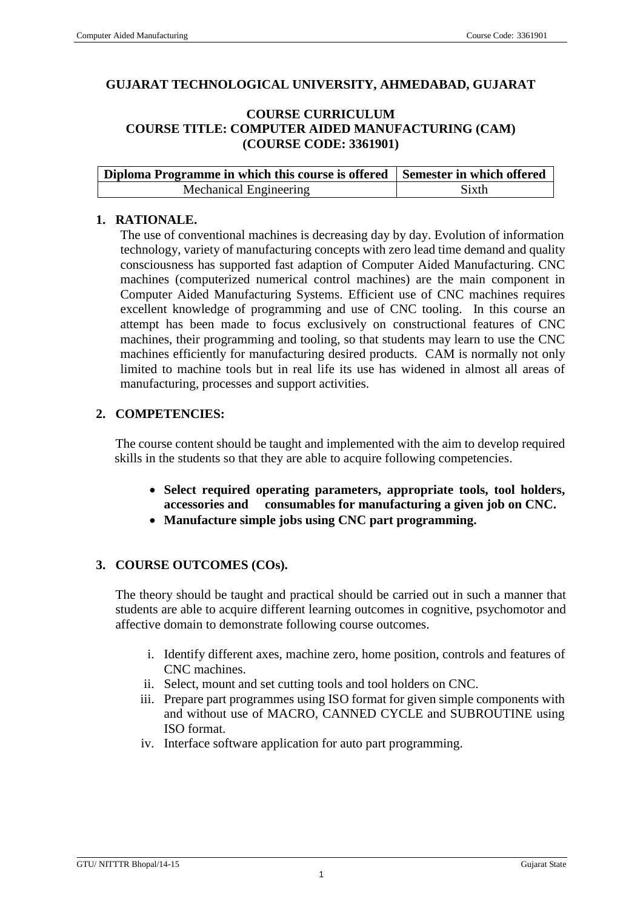# GUJARAT TECHNOLOGICAL UNIVERSITY, AHMEDABAD, GUJARAT

## COURSE CURRICULUM
## COURSE TITLE: COMPUTER AIDED MANUFACTURING (CAM)
## (COURSE CODE: 3361901)

| Diploma Programme in which this course is offered | Semester in which offered |
|---|---|
| Mechanical Engineering | Sixth |

## 1. RATIONALE.

The use of conventional machines is decreasing day by day. Evolution of information technology, variety of manufacturing concepts with zero lead time demand and quality consciousness has supported fast adaption of Computer Aided Manufacturing. CNC machines (computerized numerical control machines) are the main component in Computer Aided Manufacturing Systems. Efficient use of CNC machines requires excellent knowledge of programming and use of CNC tooling. In this course an attempt has been made to focus exclusively on constructional features of CNC machines, their programming and tooling, so that students may learn to use the CNC machines efficiently for manufacturing desired products. CAM is normally not only limited to machine tools but in real life its use has widened in almost all areas of manufacturing, processes and support activities.

## 2. COMPETENCIES:

The course content should be taught and implemented with the aim to develop required skills in the students so that they are able to acquire following competencies.

- **Select required operating parameters, appropriate tools, tool holders, accessories and consumables for manufacturing a given job on CNC.**
- **Manufacture simple jobs using CNC part programming.**

## 3. COURSE OUTCOMES (COs).

The theory should be taught and practical should be carried out in such a manner that students are able to acquire different learning outcomes in cognitive, psychomotor and affective domain to demonstrate following course outcomes.

i. Identify different axes, machine zero, home position, controls and features of CNC machines.
ii. Select, mount and set cutting tools and tool holders on CNC.
iii. Prepare part programmes using ISO format for given simple components with and without use of MACRO, CANNED CYCLE and SUBROUTINE using ISO format.
iv. Interface software application for auto part programming.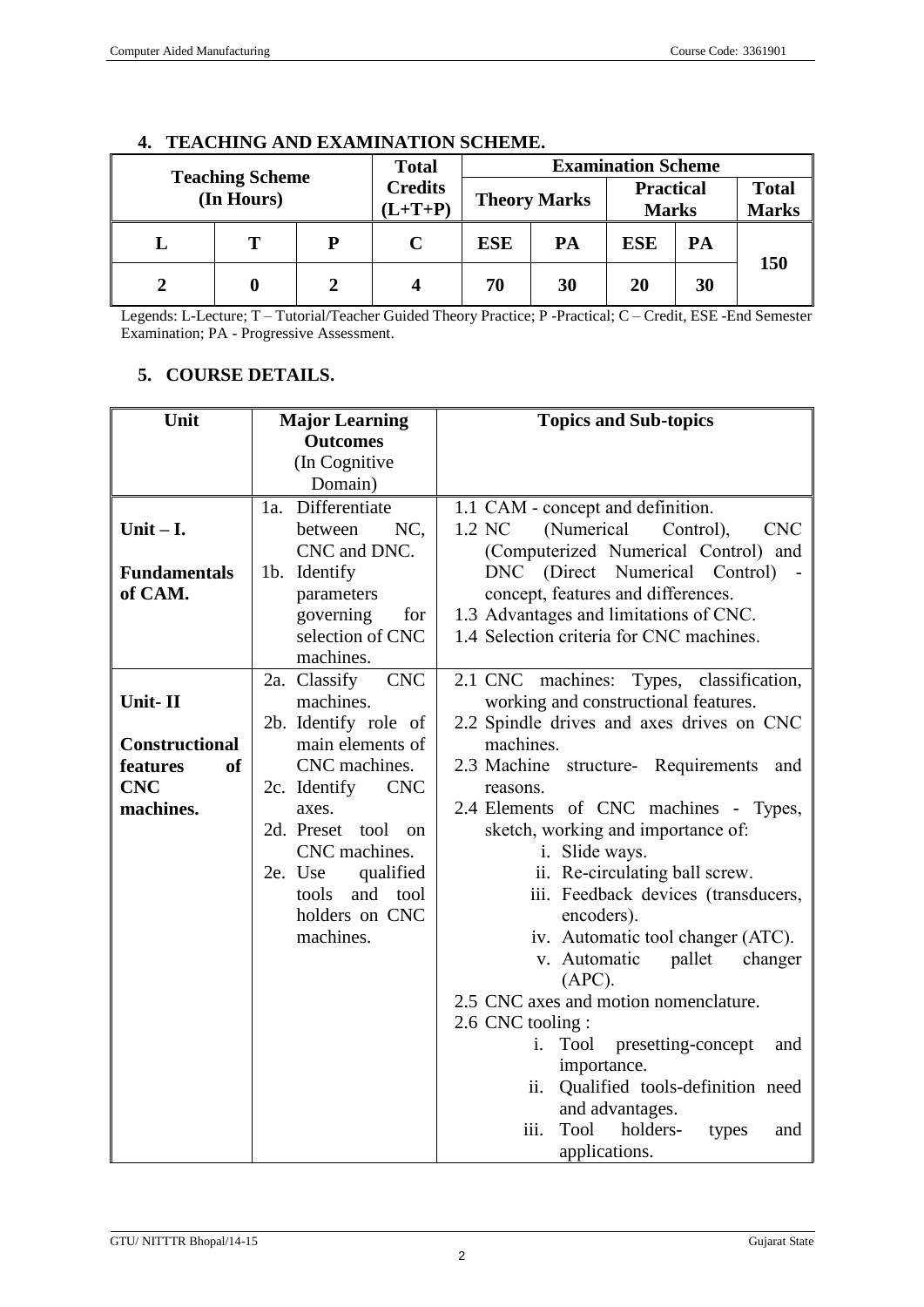## 4. TEACHING AND EXAMINATION SCHEME.

| Teaching Scheme (In Hours) | | | Total Credits (L+T+P) | Examination Scheme | | | | |
|---|---|---|---|---|---|---|---|---|
| | | | | Theory Marks | | Practical Marks | | Total Marks |
| L | T | P | C | ESE | PA | ESE | PA | |
| 2 | 0 | 2 | 4 | 70 | 30 | 20 | 30 | 150 |

Legends: L-Lecture; T – Tutorial/Teacher Guided Theory Practice; P -Practical; C – Credit, ESE -End Semester Examination; PA - Progressive Assessment.

## 5. COURSE DETAILS.

| Unit | Major Learning Outcomes (In Cognitive Domain) | Topics and Sub-topics |
|---|---|---|
| **Unit – I.** **Fundamentals of CAM.** | 1a. Differentiate between NC, CNC and DNC.<br>1b. Identify parameters governing for selection of CNC machines. | 1.1 CAM - concept and definition.<br>1.2 NC (Numerical Control), CNC (Computerized Numerical Control) and DNC (Direct Numerical Control) - concept, features and differences.<br>1.3 Advantages and limitations of CNC.<br>1.4 Selection criteria for CNC machines. |
| **Unit- II** **Constructional features of CNC machines.** | 2a. Classify CNC machines.<br>2b. Identify role of main elements of CNC machines.<br>2c. Identify CNC axes.<br>2d. Preset tool on CNC machines.<br>2e. Use qualified tools and tool holders on CNC machines. | 2.1 CNC machines: Types, classification, working and constructional features.<br>2.2 Spindle drives and axes drives on CNC machines.<br>2.3 Machine structure- Requirements and reasons.<br>2.4 Elements of CNC machines - Types, sketch, working and importance of:<br>i. Slide ways.<br>ii. Re-circulating ball screw.<br>iii. Feedback devices (transducers, encoders).<br>iv. Automatic tool changer (ATC).<br>v. Automatic pallet changer (APC).<br>2.5 CNC axes and motion nomenclature.<br>2.6 CNC tooling :<br>i. Tool presetting-concept and importance.<br>ii. Qualified tools-definition need and advantages.<br>iii. Tool holders- types and applications. |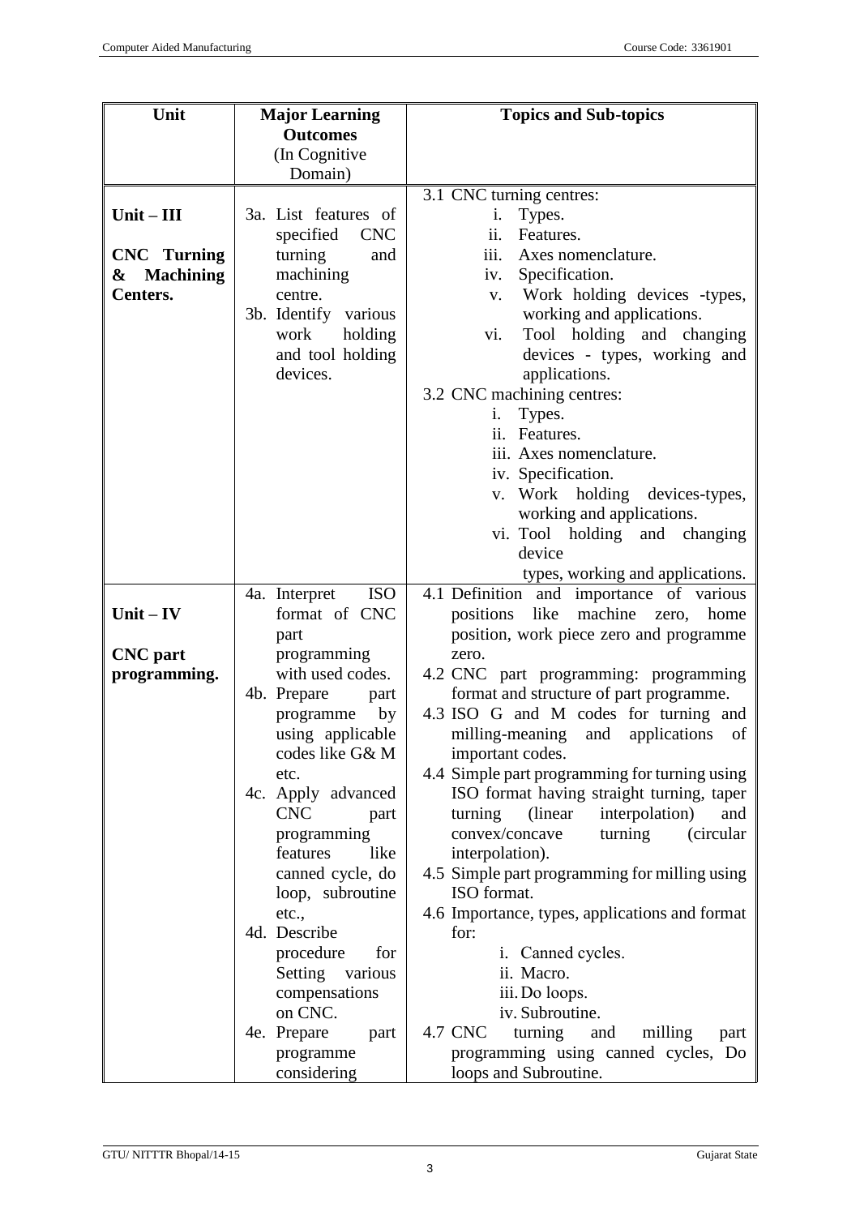| Unit | Major Learning Outcomes (In Cognitive Domain) | Topics and Sub-topics |
|---|---|---|
| **Unit – III** **CNC Turning & Machining Centers.** | 3a. List features of specified CNC turning and machining centre. 3b. Identify various work holding and tool holding devices. | 3.1 CNC turning centres: i. Types. ii. Features. iii. Axes nomenclature. iv. Specification. v. Work holding devices -types, working and applications. vi. Tool holding and changing devices - types, working and applications. 3.2 CNC machining centres: i. Types. ii. Features. iii. Axes nomenclature. iv. Specification. v. Work holding devices-types, working and applications. vi. Tool holding and changing device types, working and applications. |
| **Unit – IV** **CNC part programming.** | 4a. Interpret ISO format of CNC part programming with used codes. 4b. Prepare part programme by using applicable codes like G& M etc. 4c. Apply advanced CNC part programming features like canned cycle, do loop, subroutine etc., 4d. Describe procedure for Setting various compensations on CNC. 4e. Prepare part programme considering | 4.1 Definition and importance of various positions like machine zero, home position, work piece zero and programme zero. 4.2 CNC part programming: programming format and structure of part programme. 4.3 ISO G and M codes for turning and milling-meaning and applications of important codes. 4.4 Simple part programming for turning using ISO format having straight turning, taper turning (linear interpolation) and convex/concave turning (circular interpolation). 4.5 Simple part programming for milling using ISO format. 4.6 Importance, types, applications and format for: i. Canned cycles. ii. Macro. iii. Do loops. iv. Subroutine. 4.7 CNC turning and milling part programming using canned cycles, Do loops and Subroutine. |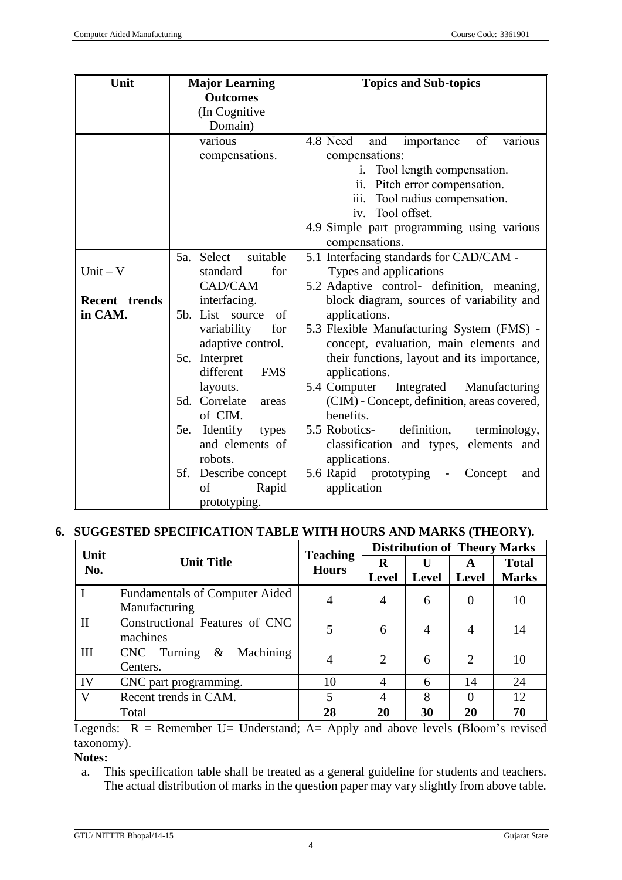| Unit | Major Learning Outcomes (In Cognitive Domain) | Topics and Sub-topics |
|---|---|---|
| | various compensations. | 4.8 Need and importance of various compensations:<br>i. Tool length compensation.<br>ii. Pitch error compensation.<br>iii. Tool radius compensation.<br>iv. Tool offset.<br>4.9 Simple part programming using various compensations. |
| Unit – V<br><br>**Recent trends in CAM.** | 5a. Select suitable standard for CAD/CAM interfacing.<br>5b. List source of variability for adaptive control.<br>5c. Interpret different FMS layouts.<br>5d. Correlate areas of CIM.<br>5e. Identify types and elements of robots.<br>5f. Describe concept of Rapid prototyping. | 5.1 Interfacing standards for CAD/CAM - Types and applications<br>5.2 Adaptive control- definition, meaning, block diagram, sources of variability and applications.<br>5.3 Flexible Manufacturing System (FMS) - concept, evaluation, main elements and their functions, layout and its importance, applications.<br>5.4 Computer Integrated Manufacturing (CIM) - Concept, definition, areas covered, benefits.<br>5.5 Robotics- definition, terminology, classification and types, elements and applications.<br>5.6 Rapid prototyping - Concept and application |

## 6. SUGGESTED SPECIFICATION TABLE WITH HOURS AND MARKS (THEORY).

| Unit No. | Unit Title | Teaching Hours | Distribution of Theory Marks | | | |
|---|---|---|---|---|---|---|
| | | | R Level | U Level | A Level | Total Marks |
| I | Fundamentals of Computer Aided Manufacturing | 4 | 4 | 6 | 0 | 10 |
| II | Constructional Features of CNC machines | 5 | 6 | 4 | 4 | 14 |
| III | CNC Turning & Machining Centers. | 4 | 2 | 6 | 2 | 10 |
| IV | CNC part programming. | 10 | 4 | 6 | 14 | 24 |
| V | Recent trends in CAM. | 5 | 4 | 8 | 0 | 12 |
| | Total | **28** | **20** | **30** | **20** | **70** |

Legends: R = Remember U= Understand; A= Apply and above levels (Bloom's revised taxonomy).

**Notes:**

a. This specification table shall be treated as a general guideline for students and teachers. The actual distribution of marks in the question paper may vary slightly from above table.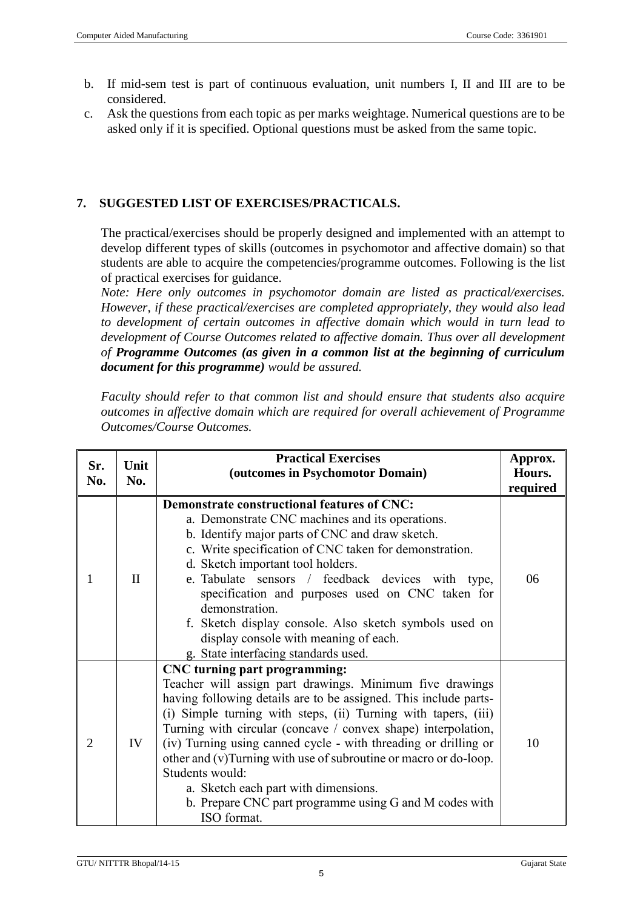b. If mid-sem test is part of continuous evaluation, unit numbers I, II and III are to be considered.

c. Ask the questions from each topic as per marks weightage. Numerical questions are to be asked only if it is specified. Optional questions must be asked from the same topic.

## 7. SUGGESTED LIST OF EXERCISES/PRACTICALS.

The practical/exercises should be properly designed and implemented with an attempt to develop different types of skills (outcomes in psychomotor and affective domain) so that students are able to acquire the competencies/programme outcomes. Following is the list of practical exercises for guidance.

*Note: Here only outcomes in psychomotor domain are listed as practical/exercises. However, if these practical/exercises are completed appropriately, they would also lead to development of certain outcomes in affective domain which would in turn lead to development of Course Outcomes related to affective domain. Thus over all development of **Programme Outcomes (as given in a common list at the beginning of curriculum document for this programme)** would be assured.*

*Faculty should refer to that common list and should ensure that students also acquire outcomes in affective domain which are required for overall achievement of Programme Outcomes/Course Outcomes.*

| Sr. No. | Unit No. | Practical Exercises (outcomes in Psychomotor Domain) | Approx. Hours. required |
|---|---|---|---|
| 1 | II | **Demonstrate constructional features of CNC:**<br>a. Demonstrate CNC machines and its operations.<br>b. Identify major parts of CNC and draw sketch.<br>c. Write specification of CNC taken for demonstration.<br>d. Sketch important tool holders.<br>e. Tabulate sensors / feedback devices with type, specification and purposes used on CNC taken for demonstration.<br>f. Sketch display console. Also sketch symbols used on display console with meaning of each.<br>g. State interfacing standards used. | 06 |
| 2 | IV | **CNC turning part programming:**<br>Teacher will assign part drawings. Minimum five drawings having following details are to be assigned. This include parts- (i) Simple turning with steps, (ii) Turning with tapers, (iii) Turning with circular (concave / convex shape) interpolation, (iv) Turning using canned cycle - with threading or drilling or other and (v)Turning with use of subroutine or macro or do-loop.<br>Students would:<br>a. Sketch each part with dimensions.<br>b. Prepare CNC part programme using G and M codes with ISO format. | 10 |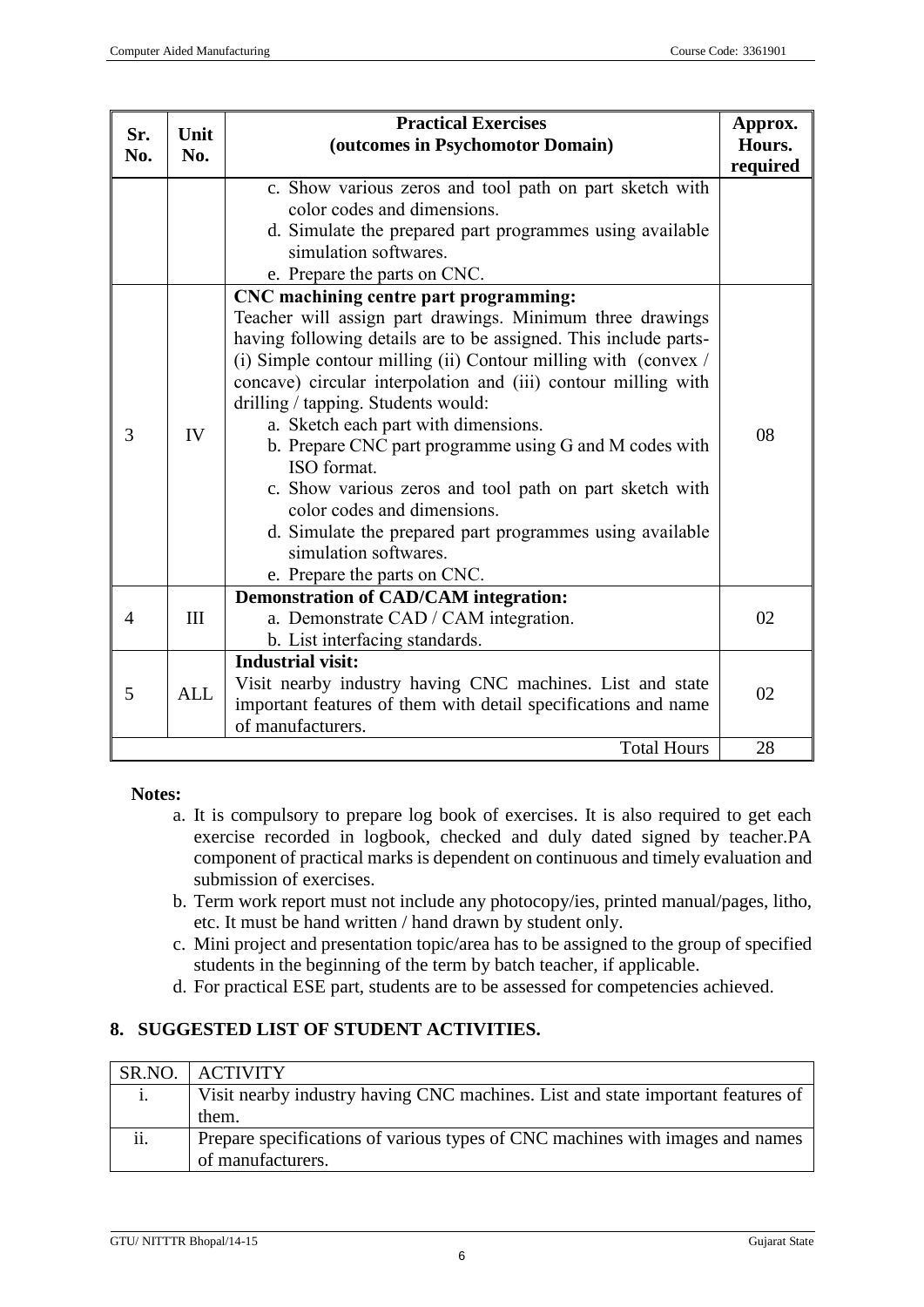| Sr. No. | Unit No. | Practical Exercises (outcomes in Psychomotor Domain) | Approx. Hours. required |
|---|---|---|---|
| | | c. Show various zeros and tool path on part sketch with color codes and dimensions.<br>d. Simulate the prepared part programmes using available simulation softwares.<br>e. Prepare the parts on CNC. | |
| 3 | IV | **CNC machining centre part programming:**<br>Teacher will assign part drawings. Minimum three drawings having following details are to be assigned. This include parts- (i) Simple contour milling (ii) Contour milling with (convex / concave) circular interpolation and (iii) contour milling with drilling / tapping. Students would:<br>a. Sketch each part with dimensions.<br>b. Prepare CNC part programme using G and M codes with ISO format.<br>c. Show various zeros and tool path on part sketch with color codes and dimensions.<br>d. Simulate the prepared part programmes using available simulation softwares.<br>e. Prepare the parts on CNC. | 08 |
| 4 | III | **Demonstration of CAD/CAM integration:**<br>a. Demonstrate CAD / CAM integration.<br>b. List interfacing standards. | 02 |
| 5 | ALL | **Industrial visit:**<br>Visit nearby industry having CNC machines. List and state important features of them with detail specifications and name of manufacturers. | 02 |
| | | Total Hours | 28 |

**Notes:**

a. It is compulsory to prepare log book of exercises. It is also required to get each exercise recorded in logbook, checked and duly dated signed by teacher.PA component of practical marks is dependent on continuous and timely evaluation and submission of exercises.

b. Term work report must not include any photocopy/ies, printed manual/pages, litho, etc. It must be hand written / hand drawn by student only.

c. Mini project and presentation topic/area has to be assigned to the group of specified students in the beginning of the term by batch teacher, if applicable.

d. For practical ESE part, students are to be assessed for competencies achieved.

## 8. SUGGESTED LIST OF STUDENT ACTIVITIES.

| SR.NO. | ACTIVITY |
|---|---|
| i. | Visit nearby industry having CNC machines. List and state important features of them. |
| ii. | Prepare specifications of various types of CNC machines with images and names of manufacturers. |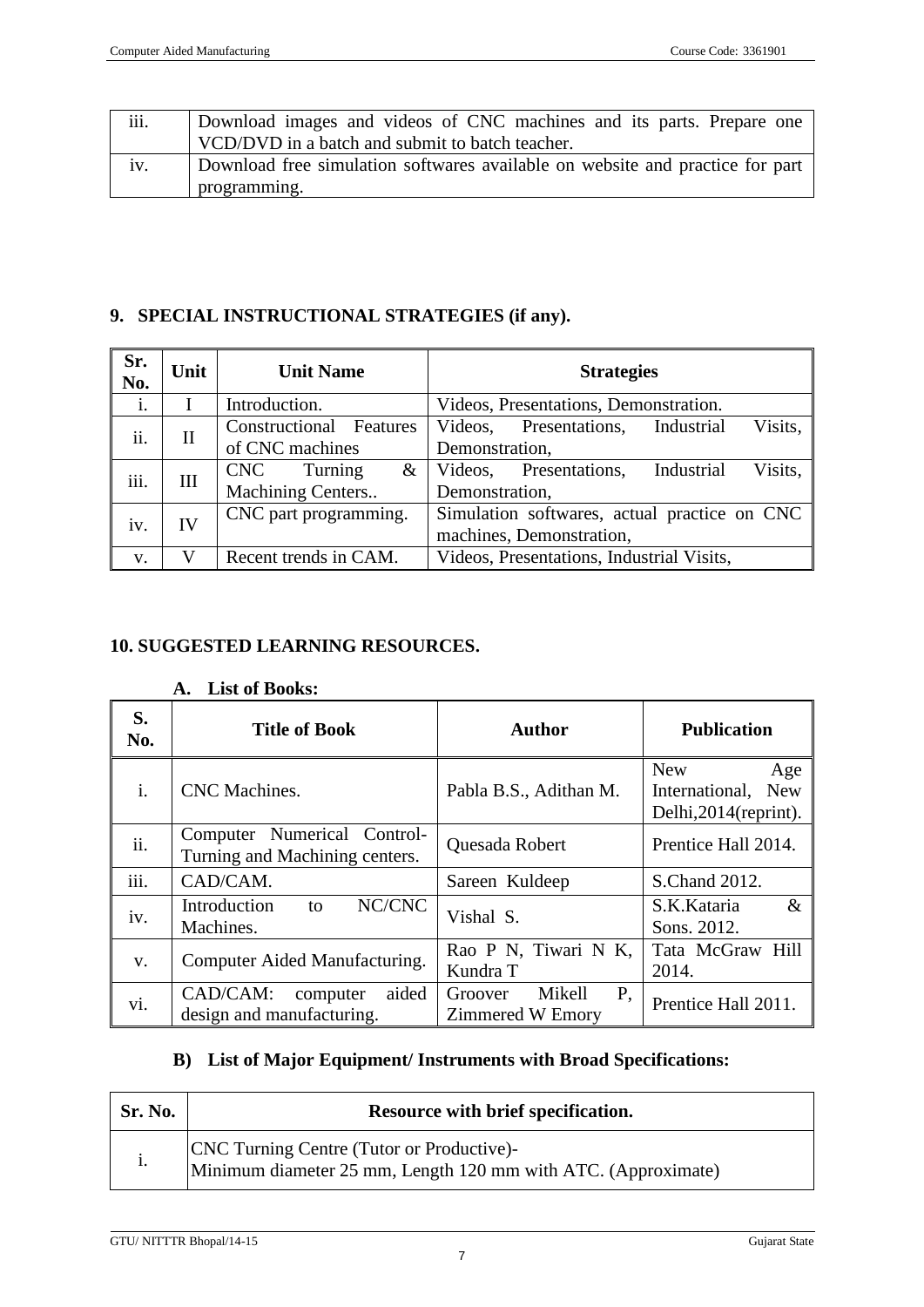| iii. | Download images and videos of CNC machines and its parts. Prepare one VCD/DVD in a batch and submit to batch teacher. |
|---|---|
| iv. | Download free simulation softwares available on website and practice for part programming. |

## 9. SPECIAL INSTRUCTIONAL STRATEGIES (if any).

| Sr. No. | Unit | Unit Name | Strategies |
|---|---|---|---|
| i. | I | Introduction. | Videos, Presentations, Demonstration. |
| ii. | II | Constructional Features of CNC machines | Videos, Presentations, Industrial Visits, Demonstration, |
| iii. | III | CNC Turning & Machining Centers.. | Videos, Presentations, Industrial Visits, Demonstration, |
| iv. | IV | CNC part programming. | Simulation softwares, actual practice on CNC machines, Demonstration, |
| v. | V | Recent trends in CAM. | Videos, Presentations, Industrial Visits, |

## 10. SUGGESTED LEARNING RESOURCES.

### A. List of Books:

| S. No. | Title of Book | Author | Publication |
|---|---|---|---|
| i. | CNC Machines. | Pabla B.S., Adithan M. | New Age International, New Delhi,2014(reprint). |
| ii. | Computer Numerical Control-Turning and Machining centers. | Quesada Robert | Prentice Hall 2014. |
| iii. | CAD/CAM. | Sareen Kuldeep | S.Chand 2012. |
| iv. | Introduction to NC/CNC Machines. | Vishal S. | S.K.Kataria & Sons. 2012. |
| v. | Computer Aided Manufacturing. | Rao P N, Tiwari N K, Kundra T | Tata McGraw Hill 2014. |
| vi. | CAD/CAM: computer aided design and manufacturing. | Groover Mikell P, Zimmered W Emory | Prentice Hall 2011. |

### B) List of Major Equipment/ Instruments with Broad Specifications:

| Sr. No. | Resource with brief specification. |
|---|---|
| i. | CNC Turning Centre (Tutor or Productive)-<br>Minimum diameter 25 mm, Length 120 mm with ATC. (Approximate) |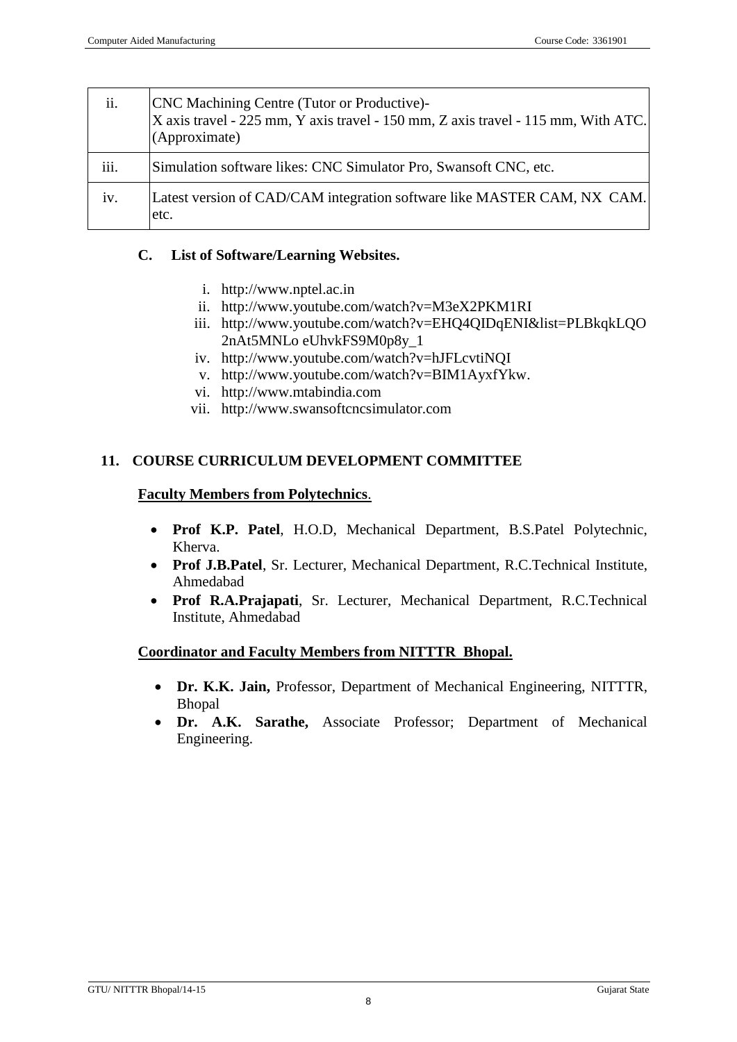| | |
|---|---|
| ii. | CNC Machining Centre (Tutor or Productive)- X axis travel - 225 mm, Y axis travel - 150 mm, Z axis travel - 115 mm, With ATC. (Approximate) |
| iii. | Simulation software likes: CNC Simulator Pro, Swansoft CNC, etc. |
| iv. | Latest version of CAD/CAM integration software like MASTER CAM, NX CAM. etc. |

### C. List of Software/Learning Websites.

i. http://www.nptel.ac.in
ii. http://www.youtube.com/watch?v=M3eX2PKM1RI
iii. http://www.youtube.com/watch?v=EHQ4QIDqENI&list=PLBkqkLQO2nAt5MNLo eUhvkFS9M0p8y_1
iv. http://www.youtube.com/watch?v=hJFLcvtiNQI
v. http://www.youtube.com/watch?v=BIM1AyxfYkw.
vi. http://www.mtabindia.com
vii. http://www.swansoftcncsimulator.com

## 11. COURSE CURRICULUM DEVELOPMENT COMMITTEE

**Faculty Members from Polytechnics.**

- **Prof K.P. Patel**, H.O.D, Mechanical Department, B.S.Patel Polytechnic, Kherva.
- **Prof J.B.Patel**, Sr. Lecturer, Mechanical Department, R.C.Technical Institute, Ahmedabad
- **Prof R.A.Prajapati**, Sr. Lecturer, Mechanical Department, R.C.Technical Institute, Ahmedabad

**Coordinator and Faculty Members from NITTTR Bhopal.**

- **Dr. K.K. Jain,** Professor, Department of Mechanical Engineering, NITTTR, Bhopal
- **Dr. A.K. Sarathe,** Associate Professor; Department of Mechanical Engineering.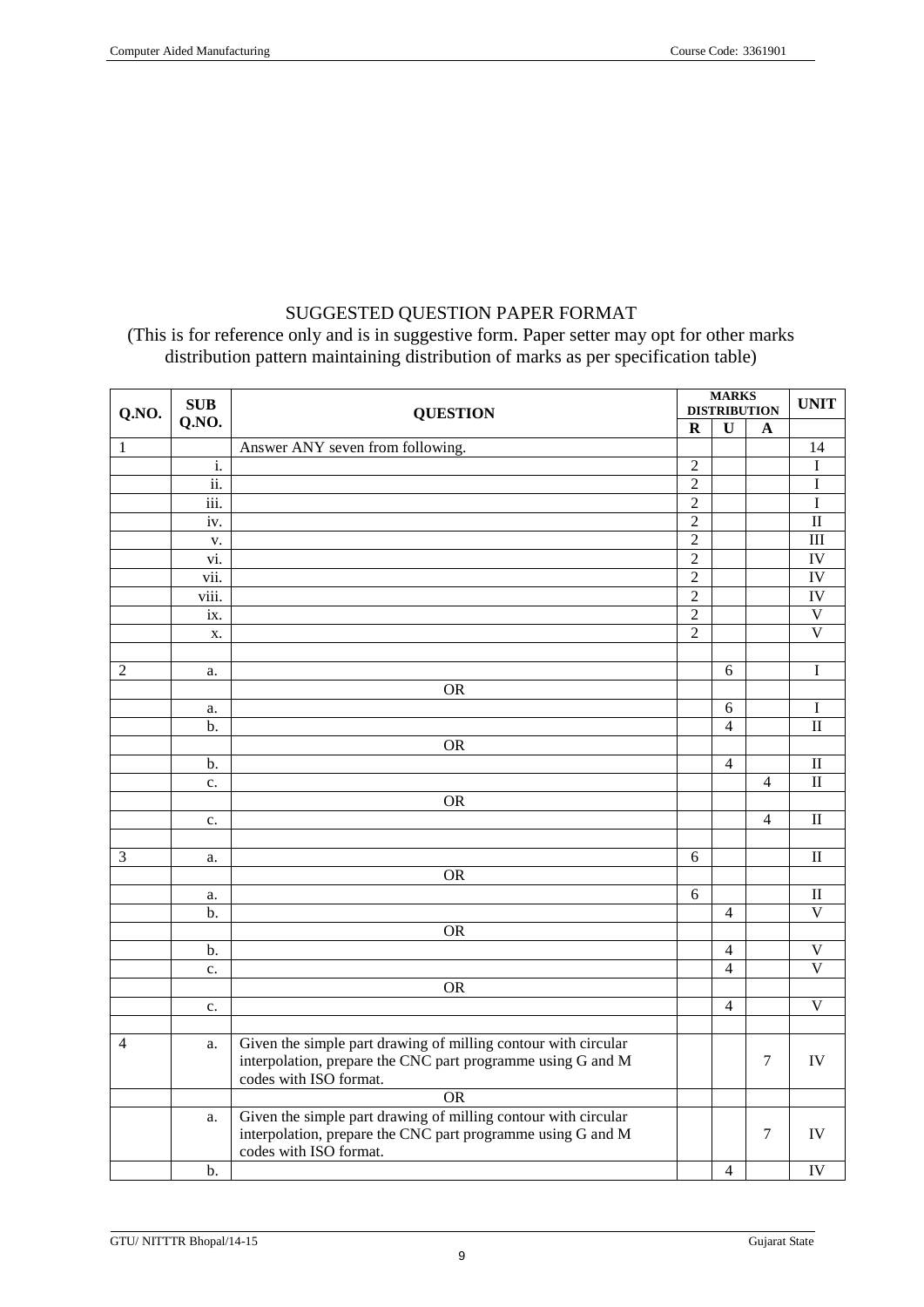SUGGESTED QUESTION PAPER FORMAT

(This is for reference only and is in suggestive form. Paper setter may opt for other marks distribution pattern maintaining distribution of marks as per specification table)

| Q.NO. | SUB Q.NO. | QUESTION | MARKS DISTRIBUTION | | | UNIT |
|---|---|---|---|---|---|---|
| | | | R | U | A | |
| 1 | | Answer ANY seven from following. | | | | 14 |
| | i. | | 2 | | | I |
| | ii. | | 2 | | | I |
| | iii. | | 2 | | | I |
| | iv. | | 2 | | | II |
| | v. | | 2 | | | III |
| | vi. | | 2 | | | IV |
| | vii. | | 2 | | | IV |
| | viii. | | 2 | | | IV |
| | ix. | | 2 | | | V |
| | x. | | 2 | | | V |
| | | | | | | |
| 2 | a. | | | 6 | | I |
| | | OR | | | | |
| | a. | | | 6 | | I |
| | b. | | | 4 | | II |
| | | OR | | | | |
| | b. | | | 4 | | II |
| | c. | | | | 4 | II |
| | | OR | | | | |
| | c. | | | | 4 | II |
| | | | | | | |
| 3 | a. | | 6 | | | II |
| | | OR | | | | |
| | a. | | 6 | | | II |
| | b. | | | 4 | | V |
| | | OR | | | | |
| | b. | | | 4 | | V |
| | c. | | | 4 | | V |
| | | OR | | | | |
| | c. | | | 4 | | V |
| | | | | | | |
| 4 | a. | Given the simple part drawing of milling contour with circular interpolation, prepare the CNC part programme using G and M codes with ISO format. | | | 7 | IV |
| | | OR | | | | |
| | a. | Given the simple part drawing of milling contour with circular interpolation, prepare the CNC part programme using G and M codes with ISO format. | | | 7 | IV |
| | b. | | | 4 | | IV |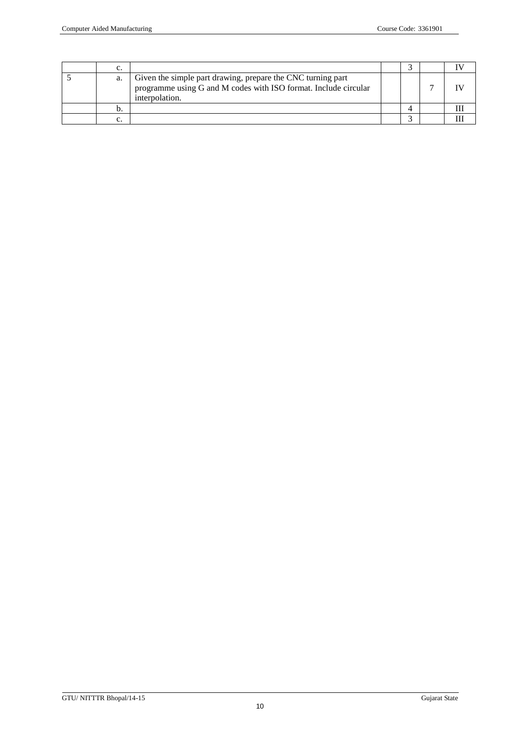| | | | | | | |
|---|---|---|---|---|---|---|
| | c. | | | 3 | | IV |
| 5 | a. | Given the simple part drawing, prepare the CNC turning part programme using G and M codes with ISO format. Include circular interpolation. | | | 7 | IV |
| | b. | | | 4 | | III |
| | c. | | | 3 | | III |